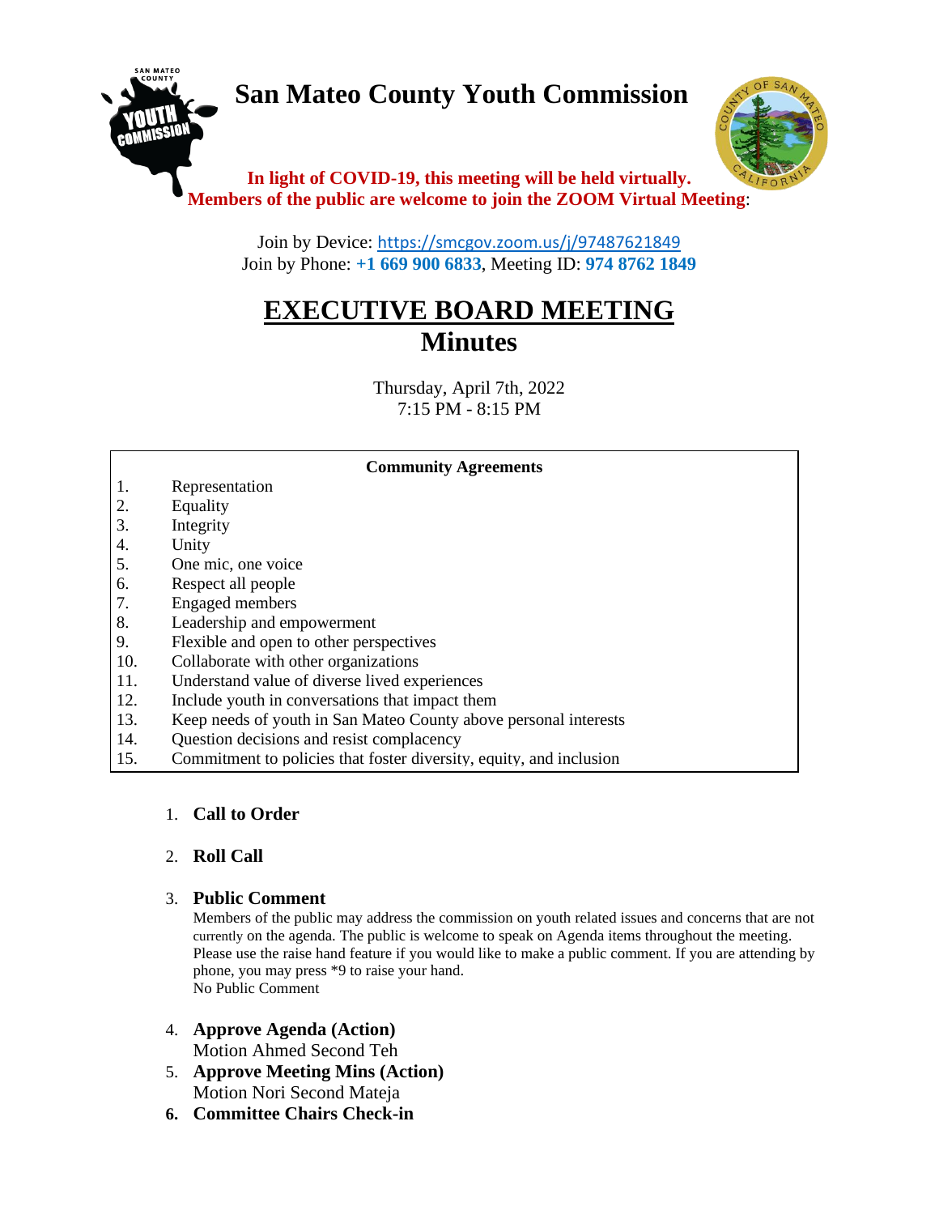# San Mateo County Youth Commission

**In light of COVID-19, this meeting will be held virtually.**
**Members of the public are welcome to join the ZOOM Virtual Meeting**:

Join by Device: https://smcgov.zoom.us/j/97487621849
Join by Phone: **+1 669 900 6833**, Meeting ID: **974 8762 1849**

# EXECUTIVE BOARD MEETING
## Minutes

Thursday, April 7th, 2022
7:15 PM - 8:15 PM

**Community Agreements**

1. Representation
2. Equality
3. Integrity
4. Unity
5. One mic, one voice
6. Respect all people
7. Engaged members
8. Leadership and empowerment
9. Flexible and open to other perspectives
10. Collaborate with other organizations
11. Understand value of diverse lived experiences
12. Include youth in conversations that impact them
13. Keep needs of youth in San Mateo County above personal interests
14. Question decisions and resist complacency
15. Commitment to policies that foster diversity, equity, and inclusion

1. **Call to Order**
2. **Roll Call**
3. **Public Comment**
   Members of the public may address the commission on youth related issues and concerns that are not currently on the agenda. The public is welcome to speak on Agenda items throughout the meeting. Please use the raise hand feature if you would like to make a public comment. If you are attending by phone, you may press *9 to raise your hand.
   No Public Comment
4. **Approve Agenda (Action)**
   Motion Ahmed Second Teh
5. **Approve Meeting Mins (Action)**
   Motion Nori Second Mateja
6. **Committee Chairs Check-in**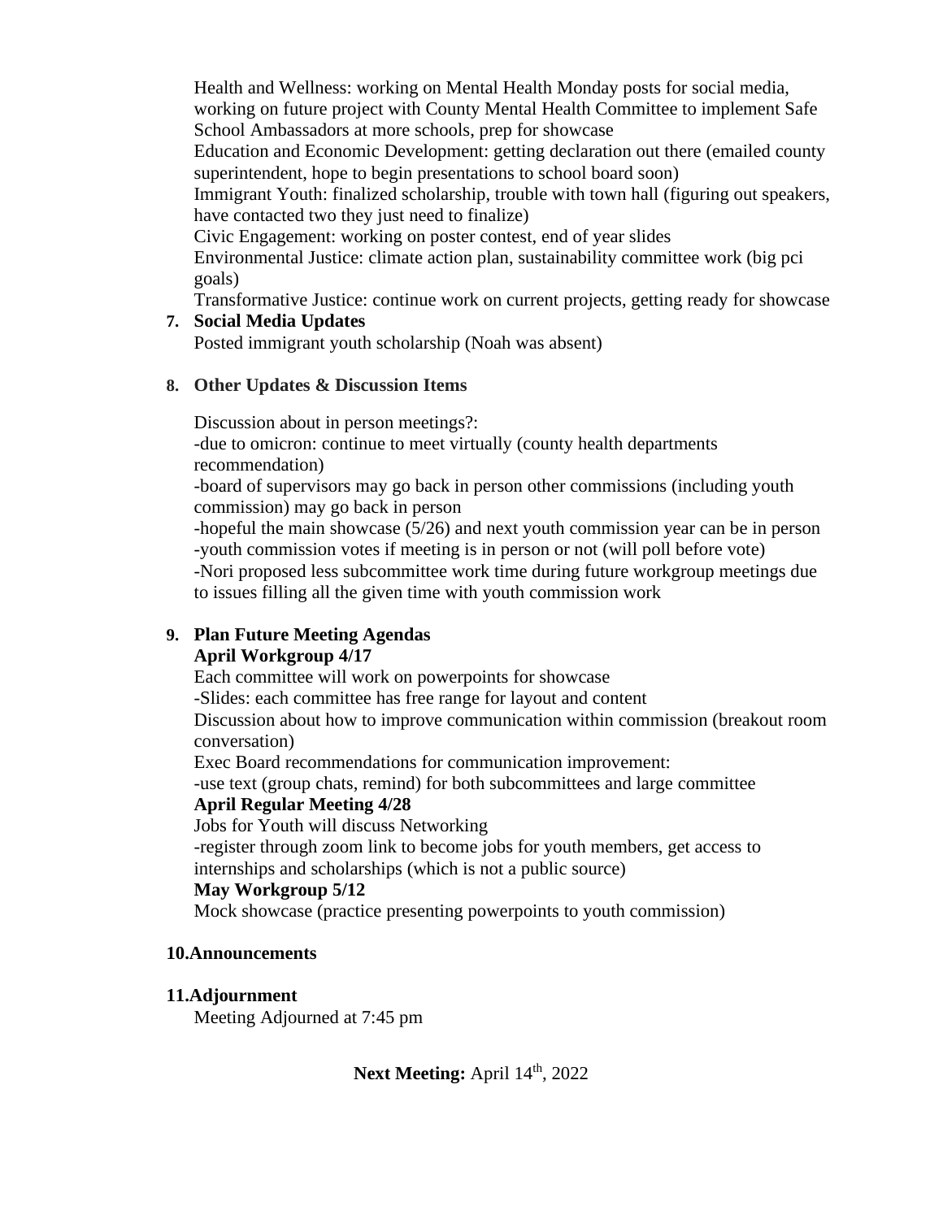Health and Wellness: working on Mental Health Monday posts for social media, working on future project with County Mental Health Committee to implement Safe School Ambassadors at more schools, prep for showcase

Education and Economic Development: getting declaration out there (emailed county superintendent, hope to begin presentations to school board soon)

Immigrant Youth: finalized scholarship, trouble with town hall (figuring out speakers, have contacted two they just need to finalize)

Civic Engagement: working on poster contest, end of year slides

Environmental Justice: climate action plan, sustainability committee work (big pci goals)

Transformative Justice: continue work on current projects, getting ready for showcase

7. **Social Media Updates**

   Posted immigrant youth scholarship (Noah was absent)

8. **Other Updates & Discussion Items**

   Discussion about in person meetings?:
   -due to omicron: continue to meet virtually (county health departments recommendation)
   -board of supervisors may go back in person other commissions (including youth commission) may go back in person
   -hopeful the main showcase (5/26) and next youth commission year can be in person
   -youth commission votes if meeting is in person or not (will poll before vote)
   -Nori proposed less subcommittee work time during future workgroup meetings due to issues filling all the given time with youth commission work

9. **Plan Future Meeting Agendas**

   **April Workgroup 4/17**

   Each committee will work on powerpoints for showcase
   -Slides: each committee has free range for layout and content
   Discussion about how to improve communication within commission (breakout room conversation)
   Exec Board recommendations for communication improvement:
   -use text (group chats, remind) for both subcommittees and large committee

   **April Regular Meeting 4/28**

   Jobs for Youth will discuss Networking
   -register through zoom link to become jobs for youth members, get access to internships and scholarships (which is not a public source)

   **May Workgroup 5/12**

   Mock showcase (practice presenting powerpoints to youth commission)

10. **Announcements**

11. **Adjournment**

    Meeting Adjourned at 7:45 pm

**Next Meeting:** April 14th, 2022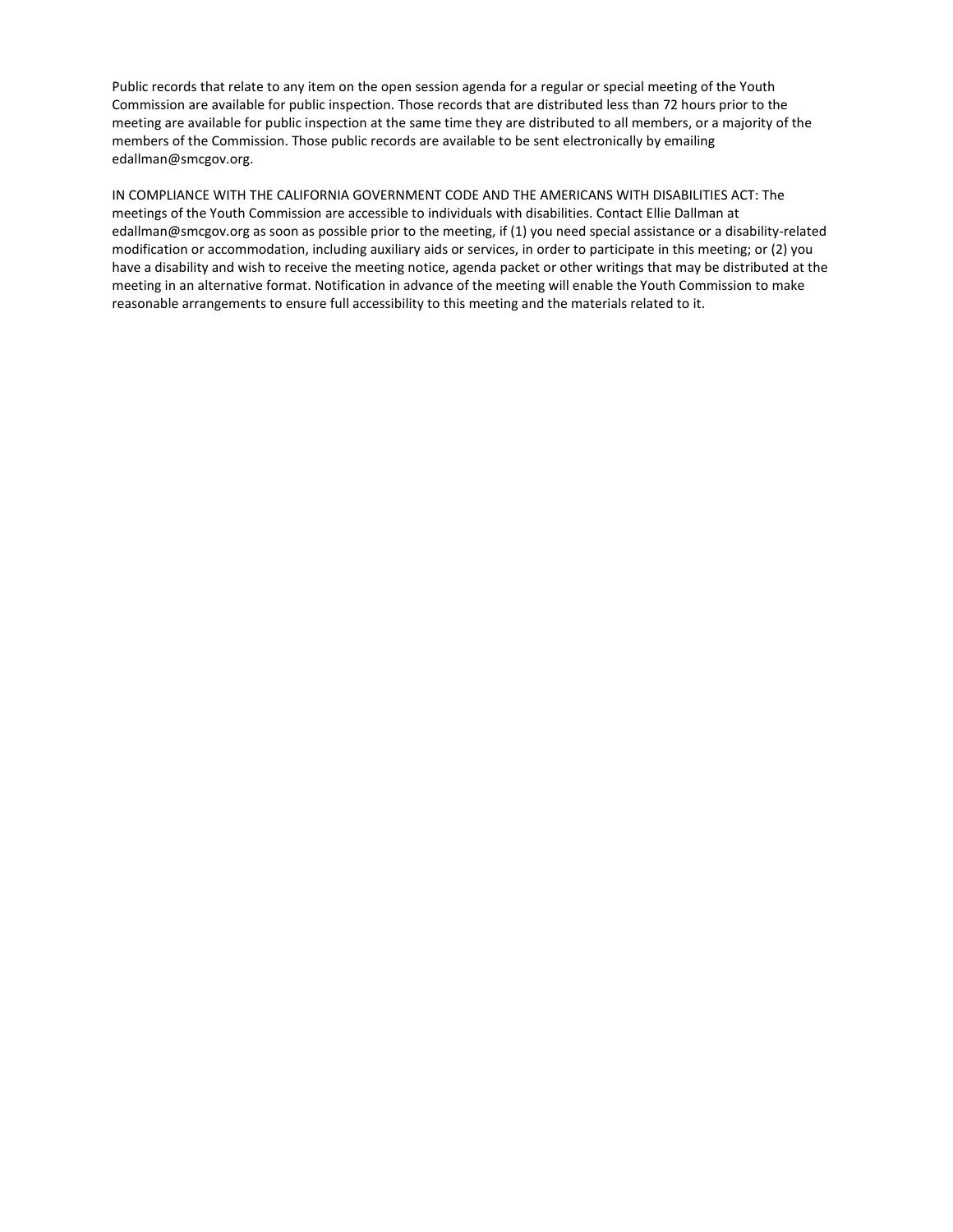Public records that relate to any item on the open session agenda for a regular or special meeting of the Youth Commission are available for public inspection. Those records that are distributed less than 72 hours prior to the meeting are available for public inspection at the same time they are distributed to all members, or a majority of the members of the Commission. Those public records are available to be sent electronically by emailing edallman@smcgov.org.

IN COMPLIANCE WITH THE CALIFORNIA GOVERNMENT CODE AND THE AMERICANS WITH DISABILITIES ACT: The meetings of the Youth Commission are accessible to individuals with disabilities. Contact Ellie Dallman at edallman@smcgov.org as soon as possible prior to the meeting, if (1) you need special assistance or a disability-related modification or accommodation, including auxiliary aids or services, in order to participate in this meeting; or (2) you have a disability and wish to receive the meeting notice, agenda packet or other writings that may be distributed at the meeting in an alternative format. Notification in advance of the meeting will enable the Youth Commission to make reasonable arrangements to ensure full accessibility to this meeting and the materials related to it.